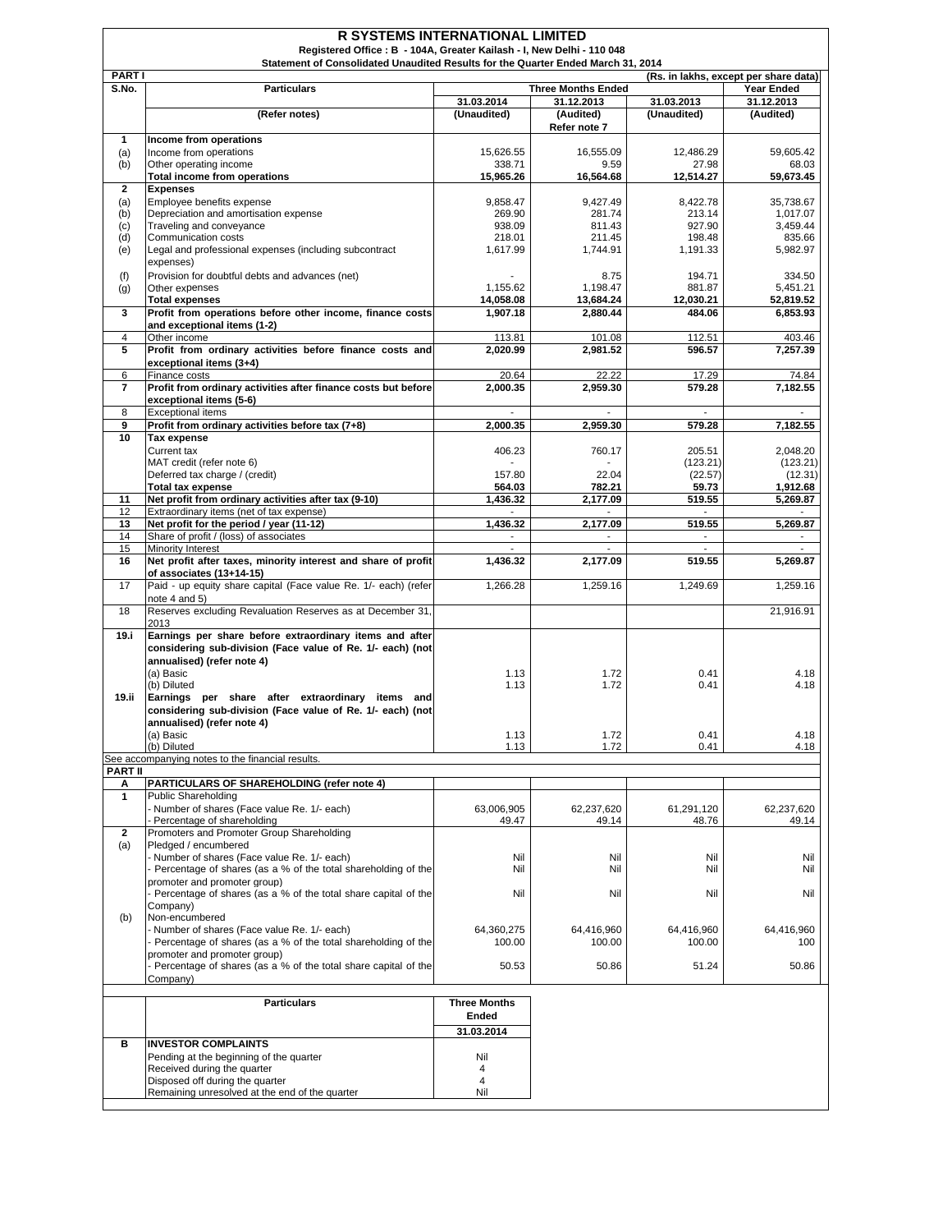# R SYSTEMS INTERNATIONAL LIMITED

**Registered Office : B - 104A, Greater Kailash - I, New Delhi - 110 048**

**Statement of Consolidated Unaudited Results for the Quarter Ended March 31, 2014**

**PART I** (Rs. in lakhs, except per share data)

| S.No. | Particulars | Three Months Ended | | | Year Ended |
|---|---|---|---|---|---|
| | | 31.03.2014 | 31.12.2013 | 31.03.2013 | 31.12.2013 |
| | (Refer notes) | (Unaudited) | (Audited) Refer note 7 | (Unaudited) | (Audited) |
| **1** | **Income from operations** | | | | |
| (a) | Income from operations | 15,626.55 | 16,555.09 | 12,486.29 | 59,605.42 |
| (b) | Other operating income | 338.71 | 9.59 | 27.98 | 68.03 |
| | **Total income from operations** | **15,965.26** | **16,564.68** | **12,514.27** | **59,673.45** |
| **2** | **Expenses** | | | | |
| (a) | Employee benefits expense | 9,858.47 | 9,427.49 | 8,422.78 | 35,738.67 |
| (b) | Depreciation and amortisation expense | 269.90 | 281.74 | 213.14 | 1,017.07 |
| (c) | Traveling and conveyance | 938.09 | 811.43 | 927.90 | 3,459.44 |
| (d) | Communication costs | 218.01 | 211.45 | 198.48 | 835.66 |
| (e) | Legal and professional expenses (including subcontract expenses) | 1,617.99 | 1,744.91 | 1,191.33 | 5,982.97 |
| (f) | Provision for doubtful debts and advances (net) | - | 8.75 | 194.71 | 334.50 |
| (g) | Other expenses | 1,155.62 | 1,198.47 | 881.87 | 5,451.21 |
| | **Total expenses** | **14,058.08** | **13,684.24** | **12,030.21** | **52,819.52** |
| **3** | **Profit from operations before other income, finance costs and exceptional items (1-2)** | **1,907.18** | **2,880.44** | **484.06** | **6,853.93** |
| 4 | Other income | 113.81 | 101.08 | 112.51 | 403.46 |
| **5** | **Profit from ordinary activities before finance costs and exceptional items (3+4)** | **2,020.99** | **2,981.52** | **596.57** | **7,257.39** |
| 6 | Finance costs | 20.64 | 22.22 | 17.29 | 74.84 |
| **7** | **Profit from ordinary activities after finance costs but before exceptional items (5-6)** | **2,000.35** | **2,959.30** | **579.28** | **7,182.55** |
| 8 | Exceptional items | - | - | - | - |
| **9** | **Profit from ordinary activities before tax (7+8)** | **2,000.35** | **2,959.30** | **579.28** | **7,182.55** |
| **10** | **Tax expense** | | | | |
| | Current tax | 406.23 | 760.17 | 205.51 | 2,048.20 |
| | MAT credit (refer note 6) | - | - | (123.21) | (123.21) |
| | Deferred tax charge / (credit) | 157.80 | 22.04 | (22.57) | (12.31) |
| | **Total tax expense** | **564.03** | **782.21** | **59.73** | **1,912.68** |
| **11** | **Net profit from ordinary activities after tax (9-10)** | **1,436.32** | **2,177.09** | **519.55** | **5,269.87** |
| 12 | Extraordinary items (net of tax expense) | - | - | - | - |
| **13** | **Net profit for the period / year (11-12)** | **1,436.32** | **2,177.09** | **519.55** | **5,269.87** |
| 14 | Share of profit / (loss) of associates | - | - | - | - |
| 15 | Minority Interest | - | - | - | - |
| **16** | **Net profit after taxes, minority interest and share of profit of associates (13+14-15)** | **1,436.32** | **2,177.09** | **519.55** | **5,269.87** |
| 17 | Paid - up equity share capital (Face value Re. 1/- each) (refer note 4 and 5) | 1,266.28 | 1,259.16 | 1,249.69 | 1,259.16 |
| 18 | Reserves excluding Revaluation Reserves as at December 31, 2013 | | | | 21,916.91 |
| **19.i** | **Earnings per share before extraordinary items and after considering sub-division (Face value of Re. 1/- each) (not annualised) (refer note 4)** | | | | |
| | (a) Basic | 1.13 | 1.72 | 0.41 | 4.18 |
| | (b) Diluted | 1.13 | 1.72 | 0.41 | 4.18 |
| **19.ii** | **Earnings per share after extraordinary items and considering sub-division (Face value of Re. 1/- each) (not annualised) (refer note 4)** | | | | |
| | (a) Basic | 1.13 | 1.72 | 0.41 | 4.18 |
| | (b) Diluted | 1.13 | 1.72 | 0.41 | 4.18 |

See accompanying notes to the financial results.

**PART II**

| | | | | | |
|---|---|---|---|---|---|
| **A** | **PARTICULARS OF SHAREHOLDING (refer note 4)** | | | | |
| **1** | Public Shareholding | | | | |
| | - Number of shares (Face value Re. 1/- each) | 63,006,905 | 62,237,620 | 61,291,120 | 62,237,620 |
| | - Percentage of shareholding | 49.47 | 49.14 | 48.76 | 49.14 |
| **2** | Promoters and Promoter Group Shareholding | | | | |
| (a) | Pledged / encumbered | | | | |
| | - Number of shares (Face value Re. 1/- each) | Nil | Nil | Nil | Nil |
| | - Percentage of shares (as a % of the total shareholding of the promoter and promoter group) | Nil | Nil | Nil | Nil |
| | - Percentage of shares (as a % of the total share capital of the Company) | Nil | Nil | Nil | Nil |
| (b) | Non-encumbered | | | | |
| | - Number of shares (Face value Re. 1/- each) | 64,360,275 | 64,416,960 | 64,416,960 | 64,416,960 |
| | - Percentage of shares (as a % of the total shareholding of the promoter and promoter group) | 100.00 | 100.00 | 100.00 | 100 |
| | - Percentage of shares (as a % of the total share capital of the Company) | 50.53 | 50.86 | 51.24 | 50.86 |

| | Particulars | Three Months Ended |
|---|---|---|
| | | 31.03.2014 |
| **B** | **INVESTOR COMPLAINTS** | |
| | Pending at the beginning of the quarter | Nil |
| | Received during the quarter | 4 |
| | Disposed off during the quarter | 4 |
| | Remaining unresolved at the end of the quarter | Nil |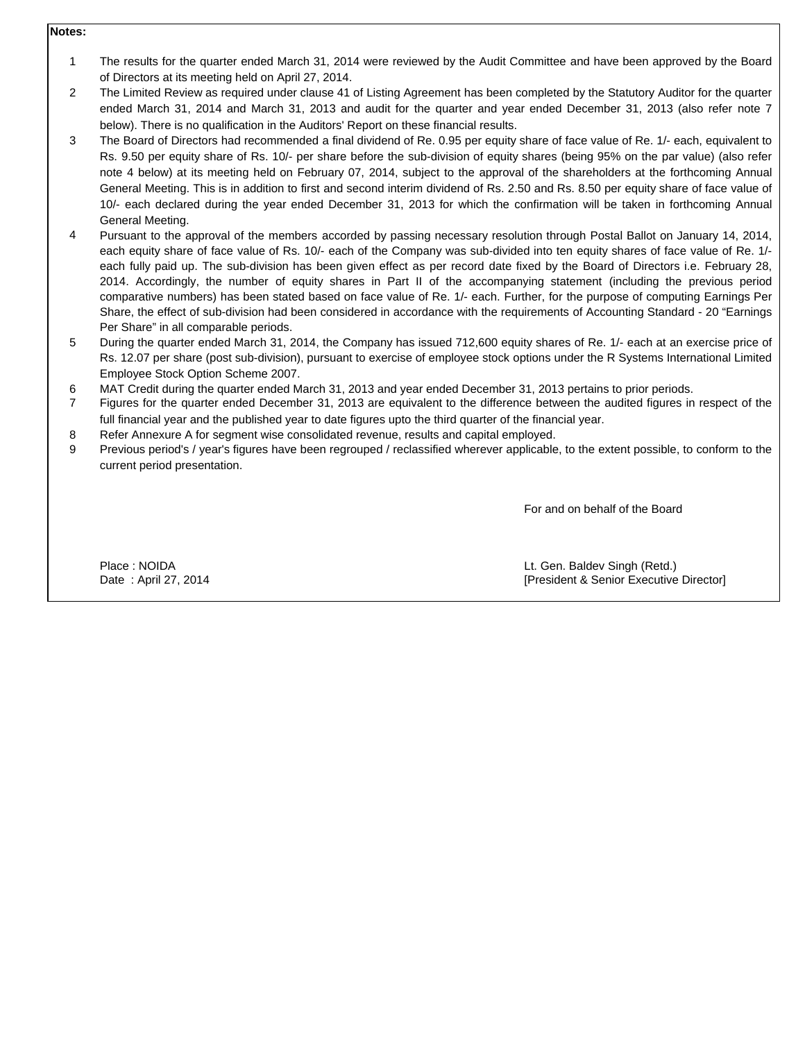**Notes:**

1. The results for the quarter ended March 31, 2014 were reviewed by the Audit Committee and have been approved by the Board of Directors at its meeting held on April 27, 2014.
2. The Limited Review as required under clause 41 of Listing Agreement has been completed by the Statutory Auditor for the quarter ended March 31, 2014 and March 31, 2013 and audit for the quarter and year ended December 31, 2013 (also refer note 7 below). There is no qualification in the Auditors' Report on these financial results.
3. The Board of Directors had recommended a final dividend of Re. 0.95 per equity share of face value of Re. 1/- each, equivalent to Rs. 9.50 per equity share of Rs. 10/- per share before the sub-division of equity shares (being 95% on the par value) (also refer note 4 below) at its meeting held on February 07, 2014, subject to the approval of the shareholders at the forthcoming Annual General Meeting. This is in addition to first and second interim dividend of Rs. 2.50 and Rs. 8.50 per equity share of face value of 10/- each declared during the year ended December 31, 2013 for which the confirmation will be taken in forthcoming Annual General Meeting.
4. Pursuant to the approval of the members accorded by passing necessary resolution through Postal Ballot on January 14, 2014, each equity share of face value of Rs. 10/- each of the Company was sub-divided into ten equity shares of face value of Re. 1/- each fully paid up. The sub-division has been given effect as per record date fixed by the Board of Directors i.e. February 28, 2014. Accordingly, the number of equity shares in Part II of the accompanying statement (including the previous period comparative numbers) has been stated based on face value of Re. 1/- each. Further, for the purpose of computing Earnings Per Share, the effect of sub-division had been considered in accordance with the requirements of Accounting Standard - 20 "Earnings Per Share" in all comparable periods.
5. During the quarter ended March 31, 2014, the Company has issued 712,600 equity shares of Re. 1/- each at an exercise price of Rs. 12.07 per share (post sub-division), pursuant to exercise of employee stock options under the R Systems International Limited Employee Stock Option Scheme 2007.
6. MAT Credit during the quarter ended March 31, 2013 and year ended December 31, 2013 pertains to prior periods.
7. Figures for the quarter ended December 31, 2013 are equivalent to the difference between the audited figures in respect of the full financial year and the published year to date figures upto the third quarter of the financial year.
8. Refer Annexure A for segment wise consolidated revenue, results and capital employed.
9. Previous period's / year's figures have been regrouped / reclassified wherever applicable, to the extent possible, to conform to the current period presentation.

For and on behalf of the Board

Place : NOIDA
Date : April 27, 2014

Lt. Gen. Baldev Singh (Retd.)
[President & Senior Executive Director]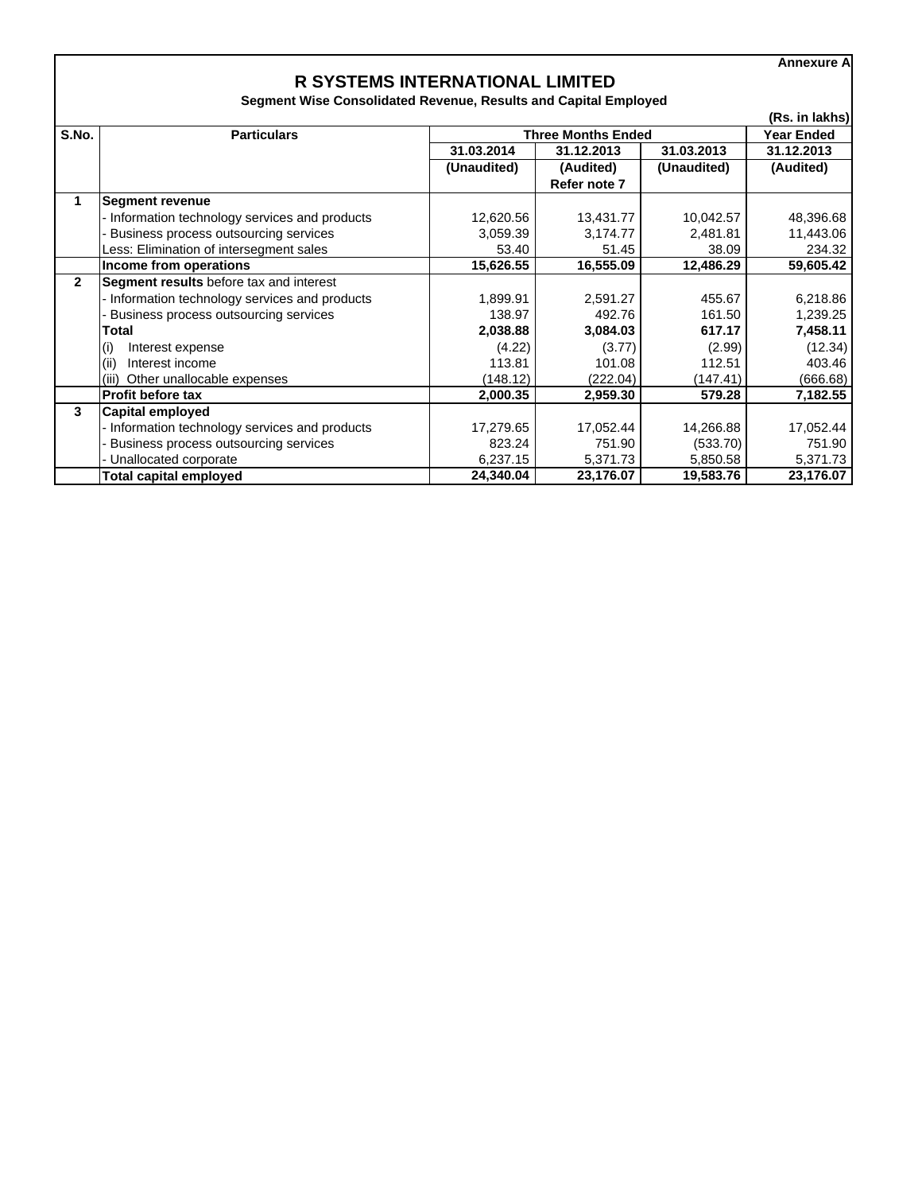Annexure A

# R SYSTEMS INTERNATIONAL LIMITED

**Segment Wise Consolidated Revenue, Results and Capital Employed**

(Rs. in lakhs)

| S.No. | Particulars | Three Months Ended | | | Year Ended |
|---|---|---|---|---|---|
| | | 31.03.2014 | 31.12.2013 | 31.03.2013 | 31.12.2013 |
| | | (Unaudited) | (Audited) Refer note 7 | (Unaudited) | (Audited) |
| 1 | **Segment revenue** | | | | |
| | - Information technology services and products | 12,620.56 | 13,431.77 | 10,042.57 | 48,396.68 |
| | - Business process outsourcing services | 3,059.39 | 3,174.77 | 2,481.81 | 11,443.06 |
| | Less: Elimination of intersegment sales | 53.40 | 51.45 | 38.09 | 234.32 |
| | **Income from operations** | **15,626.55** | **16,555.09** | **12,486.29** | **59,605.42** |
| 2 | **Segment results** before tax and interest | | | | |
| | - Information technology services and products | 1,899.91 | 2,591.27 | 455.67 | 6,218.86 |
| | - Business process outsourcing services | 138.97 | 492.76 | 161.50 | 1,239.25 |
| | **Total** | **2,038.88** | **3,084.03** | **617.17** | **7,458.11** |
| | (i) Interest expense | (4.22) | (3.77) | (2.99) | (12.34) |
| | (ii) Interest income | 113.81 | 101.08 | 112.51 | 403.46 |
| | (iii) Other unallocable expenses | (148.12) | (222.04) | (147.41) | (666.68) |
| | **Profit before tax** | **2,000.35** | **2,959.30** | **579.28** | **7,182.55** |
| 3 | **Capital employed** | | | | |
| | - Information technology services and products | 17,279.65 | 17,052.44 | 14,266.88 | 17,052.44 |
| | - Business process outsourcing services | 823.24 | 751.90 | (533.70) | 751.90 |
| | - Unallocated corporate | 6,237.15 | 5,371.73 | 5,850.58 | 5,371.73 |
| | **Total capital employed** | **24,340.04** | **23,176.07** | **19,583.76** | **23,176.07** |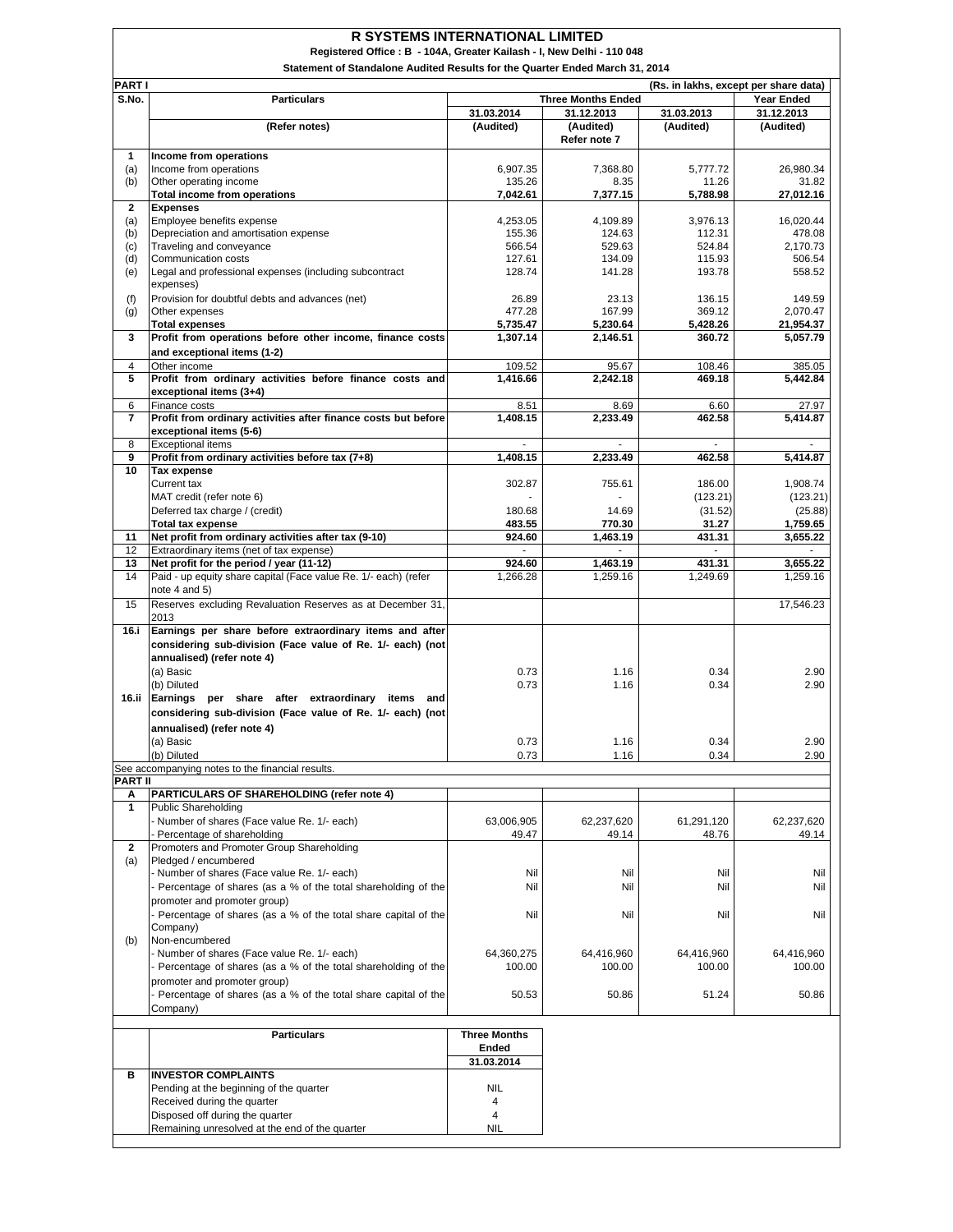# R SYSTEMS INTERNATIONAL LIMITED

**Registered Office : B - 104A, Greater Kailash - I, New Delhi - 110 048**

**Statement of Standalone Audited Results for the Quarter Ended March 31, 2014**

**PART I** (Rs. in lakhs, except per share data)

| S.No. | Particulars | Three Months Ended | | | Year Ended |
|---|---|---|---|---|---|
| | | 31.03.2014 | 31.12.2013 | 31.03.2013 | 31.12.2013 |
| | (Refer notes) | (Audited) | (Audited) Refer note 7 | (Audited) | (Audited) |
| **1** | **Income from operations** | | | | |
| (a) | Income from operations | 6,907.35 | 7,368.80 | 5,777.72 | 26,980.34 |
| (b) | Other operating income | 135.26 | 8.35 | 11.26 | 31.82 |
| | **Total income from operations** | **7,042.61** | **7,377.15** | **5,788.98** | **27,012.16** |
| **2** | **Expenses** | | | | |
| (a) | Employee benefits expense | 4,253.05 | 4,109.89 | 3,976.13 | 16,020.44 |
| (b) | Depreciation and amortisation expense | 155.36 | 124.63 | 112.31 | 478.08 |
| (c) | Traveling and conveyance | 566.54 | 529.63 | 524.84 | 2,170.73 |
| (d) | Communication costs | 127.61 | 134.09 | 115.93 | 506.54 |
| (e) | Legal and professional expenses (including subcontract expenses) | 128.74 | 141.28 | 193.78 | 558.52 |
| (f) | Provision for doubtful debts and advances (net) | 26.89 | 23.13 | 136.15 | 149.59 |
| (g) | Other expenses | 477.28 | 167.99 | 369.12 | 2,070.47 |
| | **Total expenses** | **5,735.47** | **5,230.64** | **5,428.26** | **21,954.37** |
| **3** | **Profit from operations before other income, finance costs and exceptional items (1-2)** | **1,307.14** | **2,146.51** | **360.72** | **5,057.79** |
| 4 | Other income | 109.52 | 95.67 | 108.46 | 385.05 |
| **5** | **Profit from ordinary activities before finance costs and exceptional items (3+4)** | **1,416.66** | **2,242.18** | **469.18** | **5,442.84** |
| 6 | Finance costs | 8.51 | 8.69 | 6.60 | 27.97 |
| **7** | **Profit from ordinary activities after finance costs but before exceptional items (5-6)** | **1,408.15** | **2,233.49** | **462.58** | **5,414.87** |
| 8 | Exceptional items | - | - | - | - |
| **9** | **Profit from ordinary activities before tax (7+8)** | **1,408.15** | **2,233.49** | **462.58** | **5,414.87** |
| **10** | **Tax expense** | | | | |
| | Current tax | 302.87 | 755.61 | 186.00 | 1,908.74 |
| | MAT credit (refer note 6) | - | - | (123.21) | (123.21) |
| | Deferred tax charge / (credit) | 180.68 | 14.69 | (31.52) | (25.88) |
| | **Total tax expense** | **483.55** | **770.30** | **31.27** | **1,759.65** |
| **11** | **Net profit from ordinary activities after tax (9-10)** | **924.60** | **1,463.19** | **431.31** | **3,655.22** |
| 12 | Extraordinary items (net of tax expense) | - | - | - | - |
| **13** | **Net profit for the period / year (11-12)** | **924.60** | **1,463.19** | **431.31** | **3,655.22** |
| 14 | Paid - up equity share capital (Face value Re. 1/- each) (refer note 4 and 5) | 1,266.28 | 1,259.16 | 1,249.69 | 1,259.16 |
| 15 | Reserves excluding Revaluation Reserves as at December 31, 2013 | | | | 17,546.23 |
| **16.i** | **Earnings per share before extraordinary items and after considering sub-division (Face value of Re. 1/- each) (not annualised) (refer note 4)** | | | | |
| | (a) Basic | 0.73 | 1.16 | 0.34 | 2.90 |
| | (b) Diluted | 0.73 | 1.16 | 0.34 | 2.90 |
| **16.ii** | **Earnings per share after extraordinary items and considering sub-division (Face value of Re. 1/- each) (not annualised) (refer note 4)** | | | | |
| | (a) Basic | 0.73 | 1.16 | 0.34 | 2.90 |
| | (b) Diluted | 0.73 | 1.16 | 0.34 | 2.90 |

See accompanying notes to the financial results.

**PART II**

| | | 31.03.2014 | 31.12.2013 | 31.03.2013 | 31.12.2013 |
|---|---|---|---|---|---|
| **A** | **PARTICULARS OF SHAREHOLDING (refer note 4)** | | | | |
| **1** | Public Shareholding | | | | |
| | - Number of shares (Face value Re. 1/- each) | 63,006,905 | 62,237,620 | 61,291,120 | 62,237,620 |
| | - Percentage of shareholding | 49.47 | 49.14 | 48.76 | 49.14 |
| **2** | Promoters and Promoter Group Shareholding | | | | |
| (a) | Pledged / encumbered | | | | |
| | - Number of shares (Face value Re. 1/- each) | Nil | Nil | Nil | Nil |
| | - Percentage of shares (as a % of the total shareholding of the promoter and promoter group) | Nil | Nil | Nil | Nil |
| | - Percentage of shares (as a % of the total share capital of the Company) | Nil | Nil | Nil | Nil |
| (b) | Non-encumbered | | | | |
| | - Number of shares (Face value Re. 1/- each) | 64,360,275 | 64,416,960 | 64,416,960 | 64,416,960 |
| | - Percentage of shares (as a % of the total shareholding of the promoter and promoter group) | 100.00 | 100.00 | 100.00 | 100.00 |
| | - Percentage of shares (as a % of the total share capital of the Company) | 50.53 | 50.86 | 51.24 | 50.86 |

| | Particulars | Three Months Ended 31.03.2014 |
|---|---|---|
| **B** | **INVESTOR COMPLAINTS** | |
| | Pending at the beginning of the quarter | NIL |
| | Received during the quarter | 4 |
| | Disposed off during the quarter | 4 |
| | Remaining unresolved at the end of the quarter | NIL |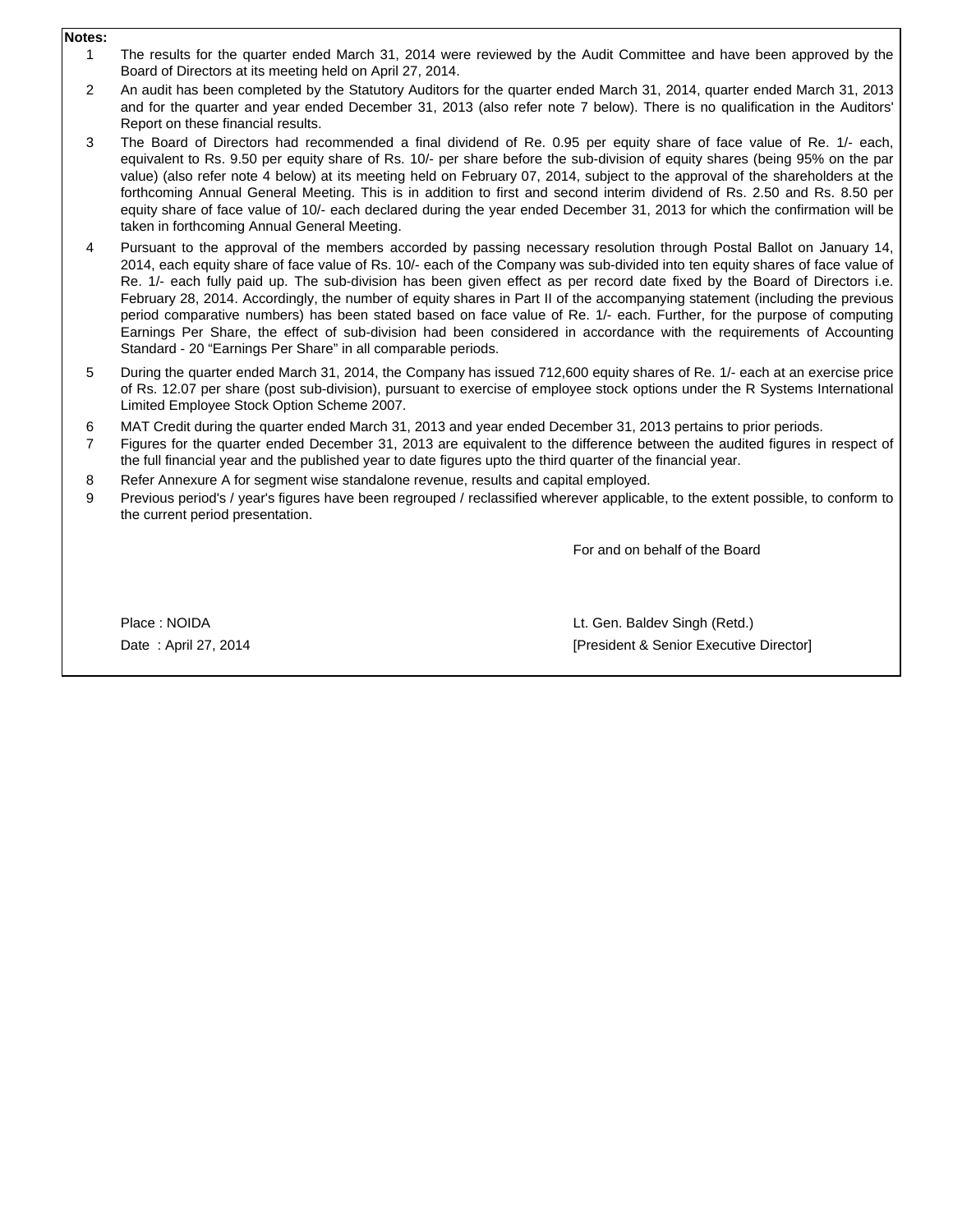**Notes:**

1. The results for the quarter ended March 31, 2014 were reviewed by the Audit Committee and have been approved by the Board of Directors at its meeting held on April 27, 2014.
2. An audit has been completed by the Statutory Auditors for the quarter ended March 31, 2014, quarter ended March 31, 2013 and for the quarter and year ended December 31, 2013 (also refer note 7 below). There is no qualification in the Auditors' Report on these financial results.
3. The Board of Directors had recommended a final dividend of Re. 0.95 per equity share of face value of Re. 1/- each, equivalent to Rs. 9.50 per equity share of Rs. 10/- per share before the sub-division of equity shares (being 95% on the par value) (also refer note 4 below) at its meeting held on February 07, 2014, subject to the approval of the shareholders at the forthcoming Annual General Meeting. This is in addition to first and second interim dividend of Rs. 2.50 and Rs. 8.50 per equity share of face value of 10/- each declared during the year ended December 31, 2013 for which the confirmation will be taken in forthcoming Annual General Meeting.
4. Pursuant to the approval of the members accorded by passing necessary resolution through Postal Ballot on January 14, 2014, each equity share of face value of Rs. 10/- each of the Company was sub-divided into ten equity shares of face value of Re. 1/- each fully paid up. The sub-division has been given effect as per record date fixed by the Board of Directors i.e. February 28, 2014. Accordingly, the number of equity shares in Part II of the accompanying statement (including the previous period comparative numbers) has been stated based on face value of Re. 1/- each. Further, for the purpose of computing Earnings Per Share, the effect of sub-division had been considered in accordance with the requirements of Accounting Standard - 20 “Earnings Per Share” in all comparable periods.
5. During the quarter ended March 31, 2014, the Company has issued 712,600 equity shares of Re. 1/- each at an exercise price of Rs. 12.07 per share (post sub-division), pursuant to exercise of employee stock options under the R Systems International Limited Employee Stock Option Scheme 2007.
6. MAT Credit during the quarter ended March 31, 2013 and year ended December 31, 2013 pertains to prior periods.
7. Figures for the quarter ended December 31, 2013 are equivalent to the difference between the audited figures in respect of the full financial year and the published year to date figures upto the third quarter of the financial year.
8. Refer Annexure A for segment wise standalone revenue, results and capital employed.
9. Previous period's / year's figures have been regrouped / reclassified wherever applicable, to the extent possible, to conform to the current period presentation.

For and on behalf of the Board

Place : NOIDA

Date : April 27, 2014

Lt. Gen. Baldev Singh (Retd.)

[President & Senior Executive Director]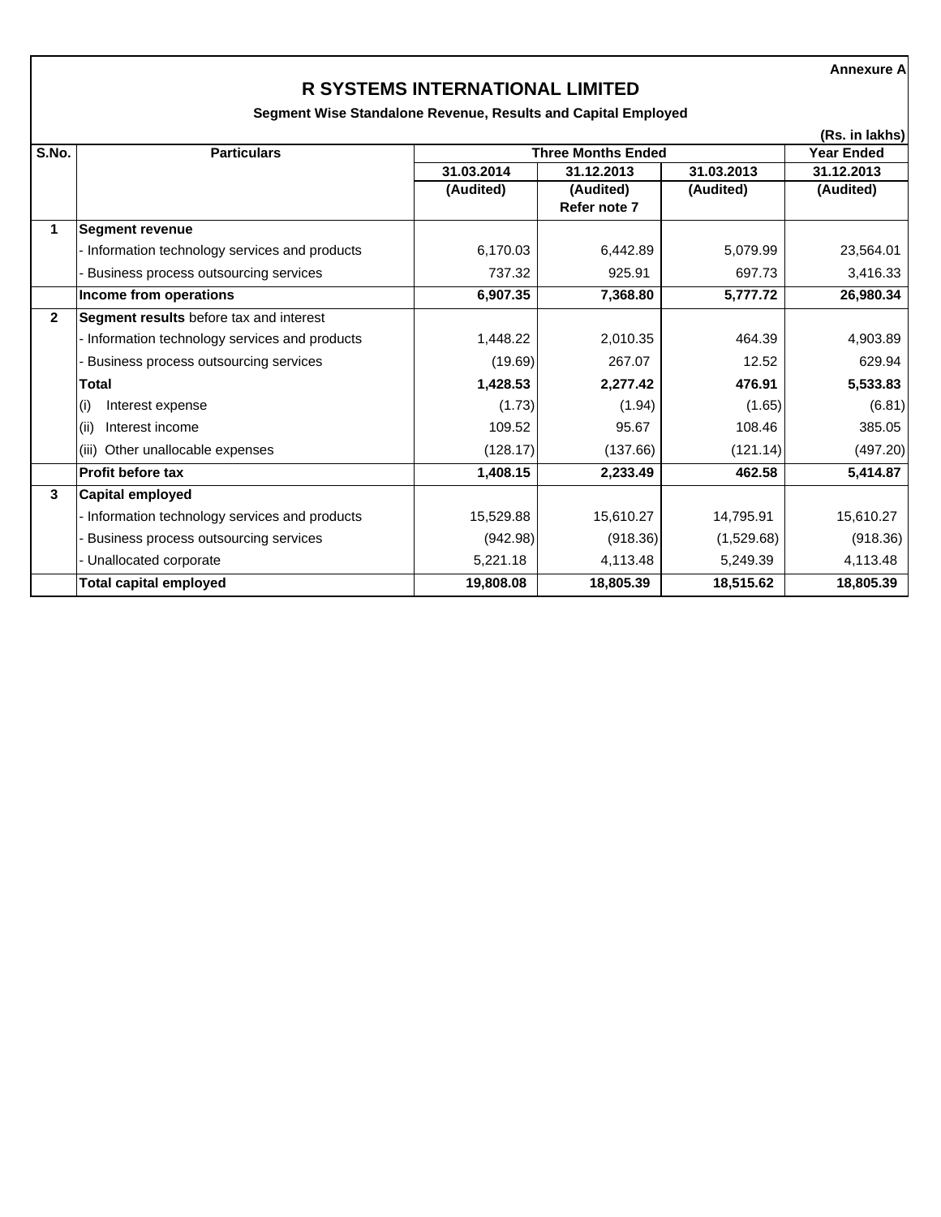Annexure A

# R SYSTEMS INTERNATIONAL LIMITED

### Segment Wise Standalone Revenue, Results and Capital Employed

(Rs. in lakhs)

| S.No. | Particulars | Three Months Ended | | | Year Ended |
|---|---|---|---|---|---|
| | | 31.03.2014 | 31.12.2013 | 31.03.2013 | 31.12.2013 |
| | | (Audited) | (Audited) Refer note 7 | (Audited) | (Audited) |
| 1 | **Segment revenue** | | | | |
| | - Information technology services and products | 6,170.03 | 6,442.89 | 5,079.99 | 23,564.01 |
| | - Business process outsourcing services | 737.32 | 925.91 | 697.73 | 3,416.33 |
| | **Income from operations** | **6,907.35** | **7,368.80** | **5,777.72** | **26,980.34** |
| 2 | **Segment results** before tax and interest | | | | |
| | - Information technology services and products | 1,448.22 | 2,010.35 | 464.39 | 4,903.89 |
| | - Business process outsourcing services | (19.69) | 267.07 | 12.52 | 629.94 |
| | **Total** | **1,428.53** | **2,277.42** | **476.91** | **5,533.83** |
| | (i) Interest expense | (1.73) | (1.94) | (1.65) | (6.81) |
| | (ii) Interest income | 109.52 | 95.67 | 108.46 | 385.05 |
| | (iii) Other unallocable expenses | (128.17) | (137.66) | (121.14) | (497.20) |
| | **Profit before tax** | **1,408.15** | **2,233.49** | **462.58** | **5,414.87** |
| 3 | **Capital employed** | | | | |
| | - Information technology services and products | 15,529.88 | 15,610.27 | 14,795.91 | 15,610.27 |
| | - Business process outsourcing services | (942.98) | (918.36) | (1,529.68) | (918.36) |
| | - Unallocated corporate | 5,221.18 | 4,113.48 | 5,249.39 | 4,113.48 |
| | **Total capital employed** | **19,808.08** | **18,805.39** | **18,515.62** | **18,805.39** |